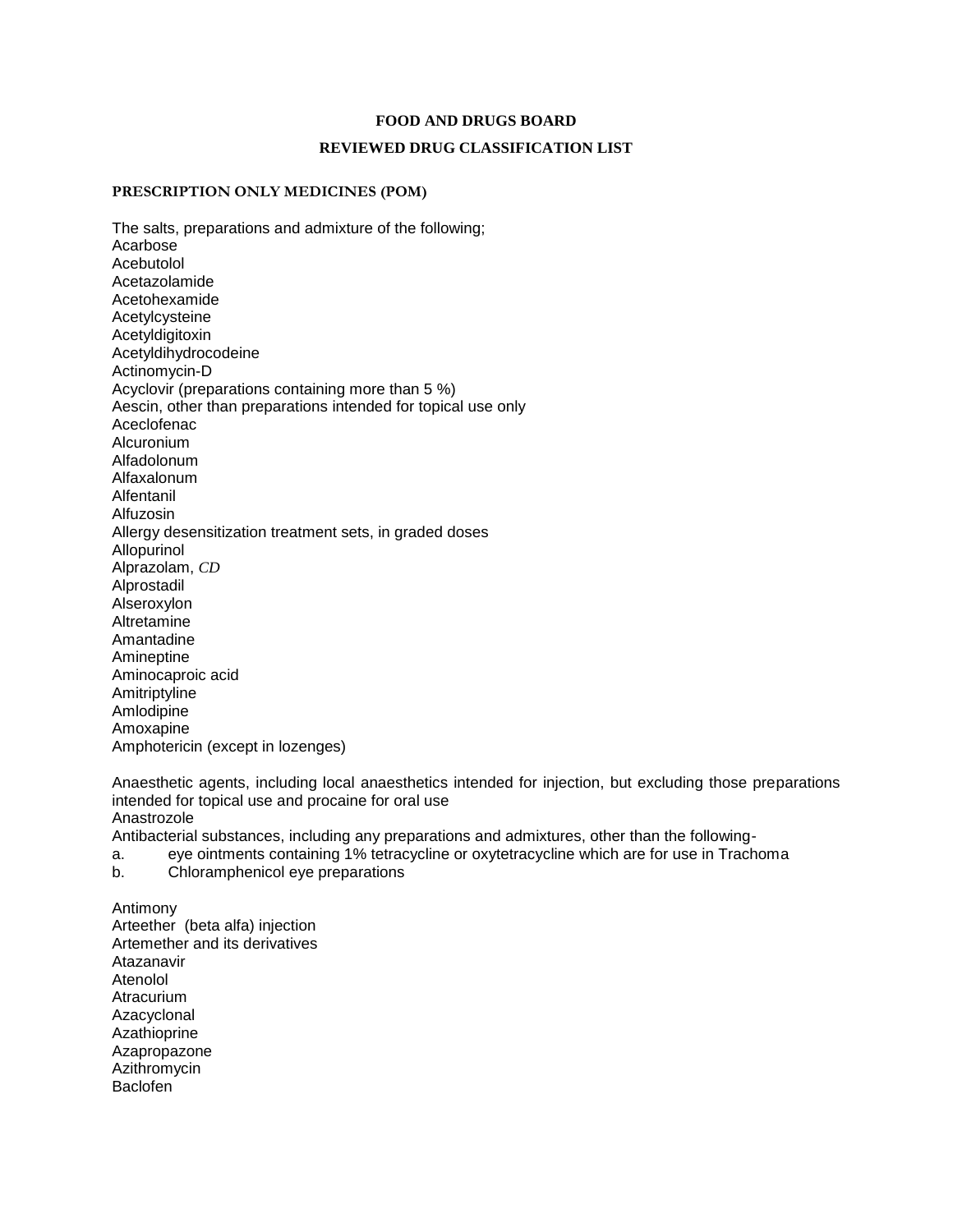# FOOD AND DRUGS BOARD

## REVIEWED DRUG CLASSIFICATION LIST

### PRESCRIPTION ONLY MEDICINES (POM)

The salts, preparations and admixture of the following;
Acarbose
Acebutolol
Acetazolamide
Acetohexamide
Acetylcysteine
Acetyldigitoxin
Acetyldihydrocodeine
Actinomycin-D
Acyclovir (preparations containing more than 5 %)
Aescin, other than preparations intended for topical use only
Aceclofenac
Alcuronium
Alfadolonum
Alfaxalonum
Alfentanil
Alfuzosin
Allergy desensitization treatment sets, in graded doses
Allopurinol
Alprazolam, *CD*
Alprostadil
Alseroxylon
Altretamine
Amantadine
Amineptine
Aminocaproic acid
Amitriptyline
Amlodipine
Amoxapine
Amphotericin (except in lozenges)

Anaesthetic agents, including local anaesthetics intended for injection, but excluding those preparations intended for topical use and procaine for oral use
Anastrozole
Antibacterial substances, including any preparations and admixtures, other than the following-

a. eye ointments containing 1% tetracycline or oxytetracycline which are for use in Trachoma
b. Chloramphenicol eye preparations

Antimony
Arteether (beta alfa) injection
Artemether and its derivatives
Atazanavir
Atenolol
Atracurium
Azacyclonal
Azathioprine
Azapropazone
Azithromycin
Baclofen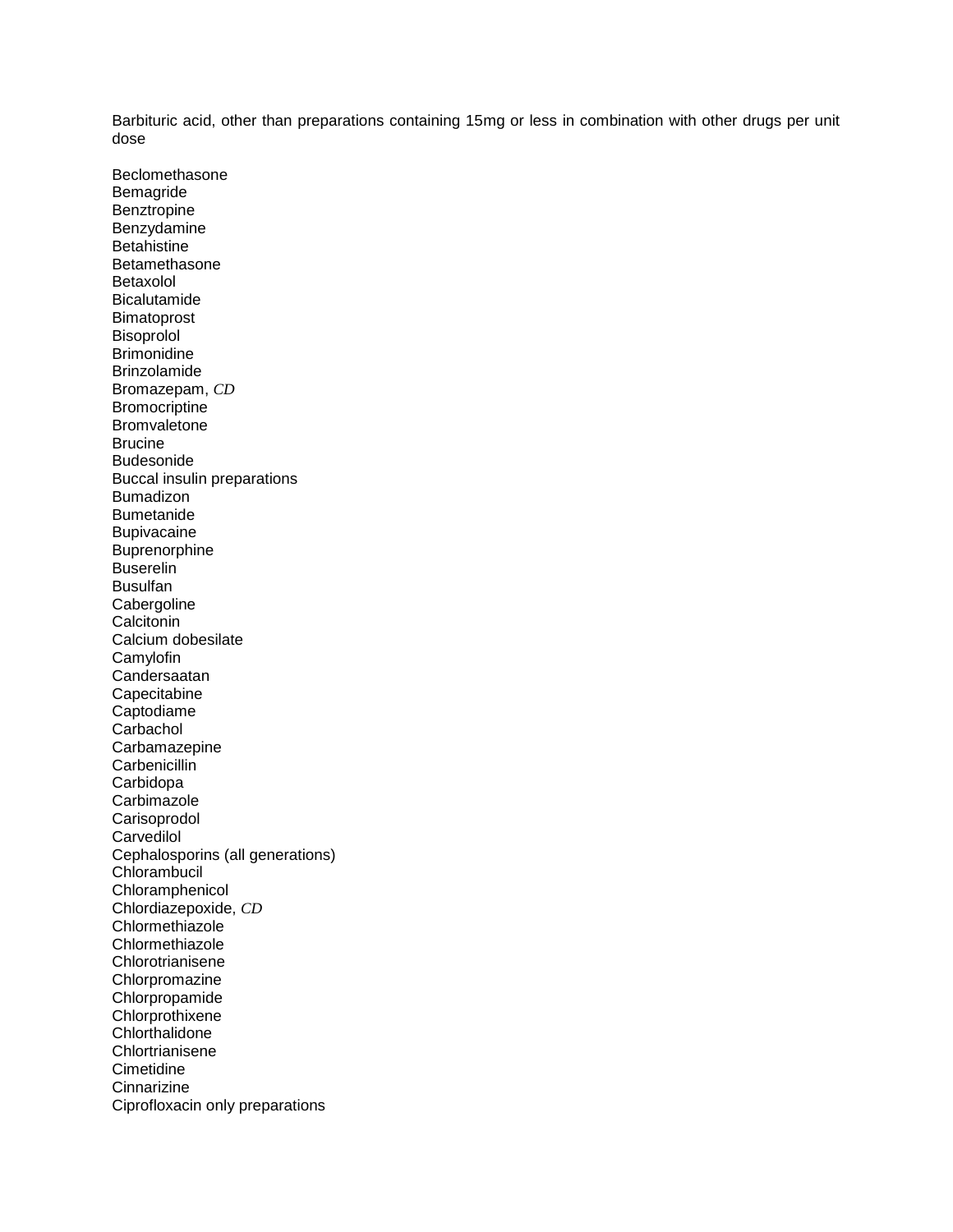Barbituric acid, other than preparations containing 15mg or less in combination with other drugs per unit dose

Beclomethasone
Bemagride
Benztropine
Benzydamine
Betahistine
Betamethasone
Betaxolol
Bicalutamide
Bimatoprost
Bisoprolol
Brimonidine
Brinzolamide
Bromazepam, *CD*
Bromocriptine
Bromvaletone
Brucine
Budesonide
Buccal insulin preparations
Bumadizon
Bumetanide
Bupivacaine
Buprenorphine
Buserelin
Busulfan
Cabergoline
Calcitonin
Calcium dobesilate
Camylofin
Candersaatan
Capecitabine
Captodiame
Carbachol
Carbamazepine
Carbenicillin
Carbidopa
Carbimazole
Carisoprodol
Carvedilol
Cephalosporins (all generations)
Chlorambucil
Chloramphenicol
Chlordiazepoxide, *CD*
Chlormethiazole
Chlormethiazole
Chlorotrianisene
Chlorpromazine
Chlorpropamide
Chlorprothixene
Chlorthalidone
Chlortrianisene
Cimetidine
Cinnarizine
Ciprofloxacin only preparations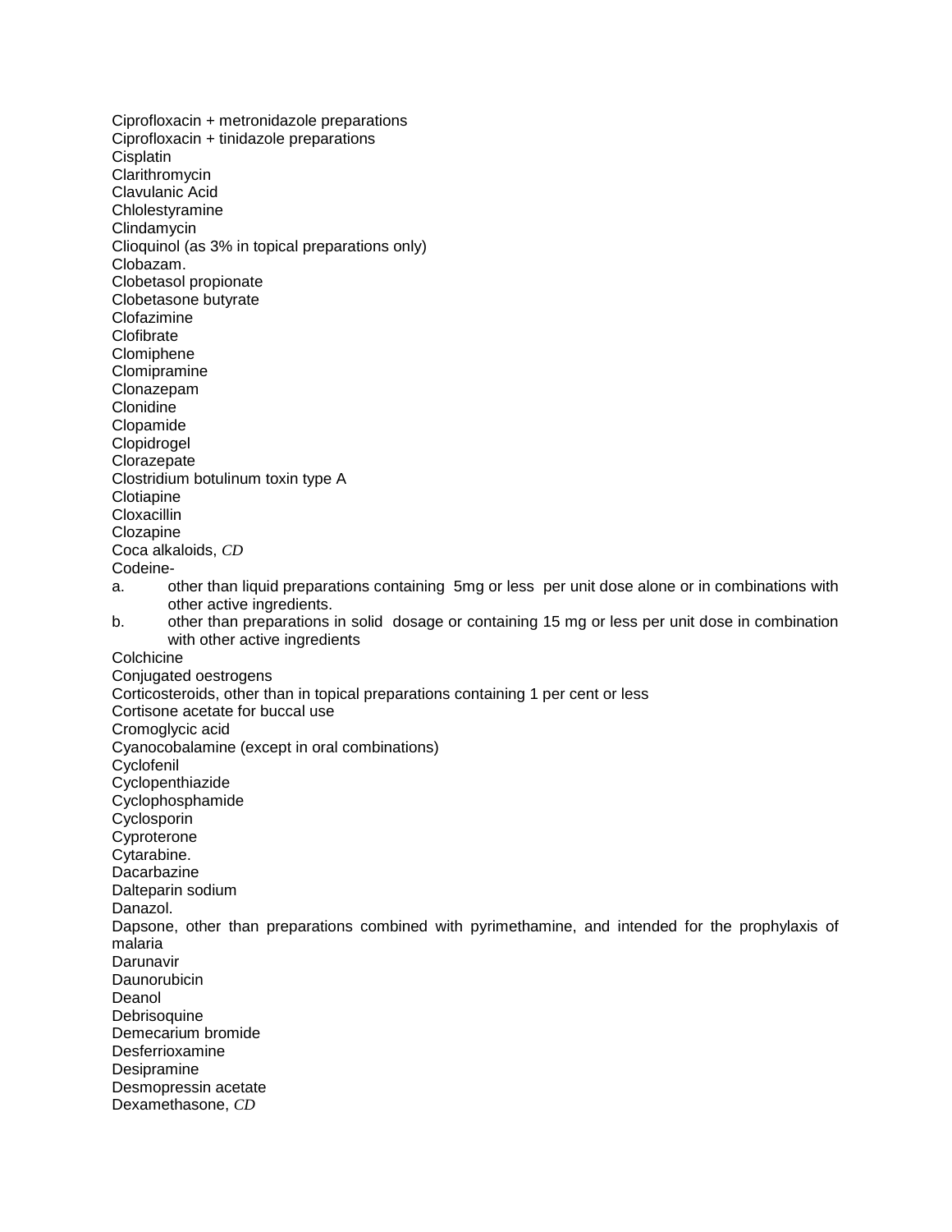Ciprofloxacin + metronidazole preparations
Ciprofloxacin + tinidazole preparations
Cisplatin
Clarithromycin
Clavulanic Acid
Chlolestyramine
Clindamycin
Clioquinol (as 3% in topical preparations only)
Clobazam.
Clobetasol propionate
Clobetasone butyrate
Clofazimine
Clofibrate
Clomiphene
Clomipramine
Clonazepam
Clonidine
Clopamide
Clopidrogel
Clorazepate
Clostridium botulinum toxin type A
Clotiapine
Cloxacillin
Clozapine
Coca alkaloids, *CD*
Codeine-

a. other than liquid preparations containing 5mg or less per unit dose alone or in combinations with other active ingredients.
b. other than preparations in solid dosage or containing 15 mg or less per unit dose in combination with other active ingredients

Colchicine
Conjugated oestrogens
Corticosteroids, other than in topical preparations containing 1 per cent or less
Cortisone acetate for buccal use
Cromoglycic acid
Cyanocobalamine (except in oral combinations)
Cyclofenil
Cyclopenthiazide
Cyclophosphamide
Cyclosporin
Cyproterone
Cytarabine.
Dacarbazine
Dalteparin sodium
Danazol.
Dapsone, other than preparations combined with pyrimethamine, and intended for the prophylaxis of malaria
Darunavir
Daunorubicin
Deanol
Debrisoquine
Demecarium bromide
Desferrioxamine
Desipramine
Desmopressin acetate
Dexamethasone, *CD*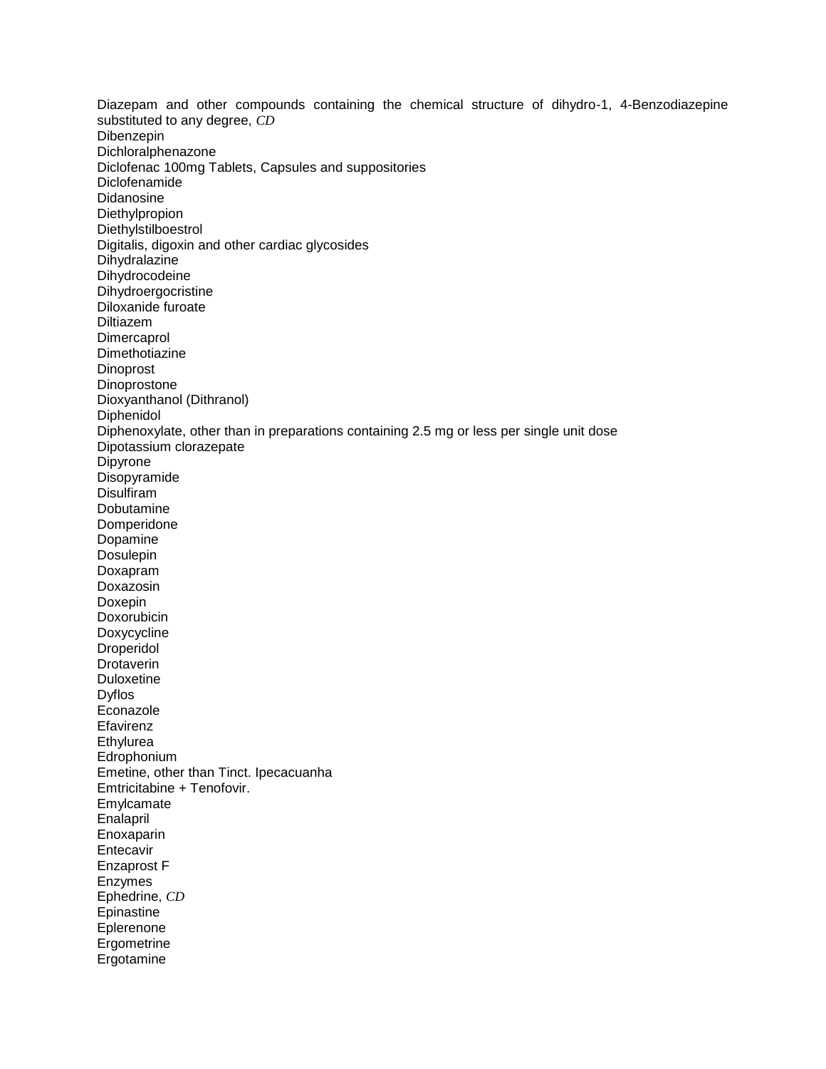Diazepam and other compounds containing the chemical structure of dihydro-1, 4-Benzodiazepine substituted to any degree, *CD*
Dibenzepin
Dichloralphenazone
Diclofenac 100mg Tablets, Capsules and suppositories
Diclofenamide
Didanosine
Diethylpropion
Diethylstilboestrol
Digitalis, digoxin and other cardiac glycosides
Dihydralazine
Dihydrocodeine
Dihydroergocristine
Diloxanide furoate
Diltiazem
Dimercaprol
Dimethotiazine
Dinoprost
Dinoprostone
Dioxyanthanol (Dithranol)
Diphenidol
Diphenoxylate, other than in preparations containing 2.5 mg or less per single unit dose
Dipotassium clorazepate
Dipyrone
Disopyramide
Disulfiram
Dobutamine
Domperidone
Dopamine
Dosulepin
Doxapram
Doxazosin
Doxepin
Doxorubicin
Doxycycline
Droperidol
Drotaverin
Duloxetine
Dyflos
Econazole
Efavirenz
Ethylurea
Edrophonium
Emetine, other than Tinct. Ipecacuanha
Emtricitabine + Tenofovir.
Emylcamate
Enalapril
Enoxaparin
Entecavir
Enzaprost F
Enzymes
Ephedrine, *CD*
Epinastine
Eplerenone
Ergometrine
Ergotamine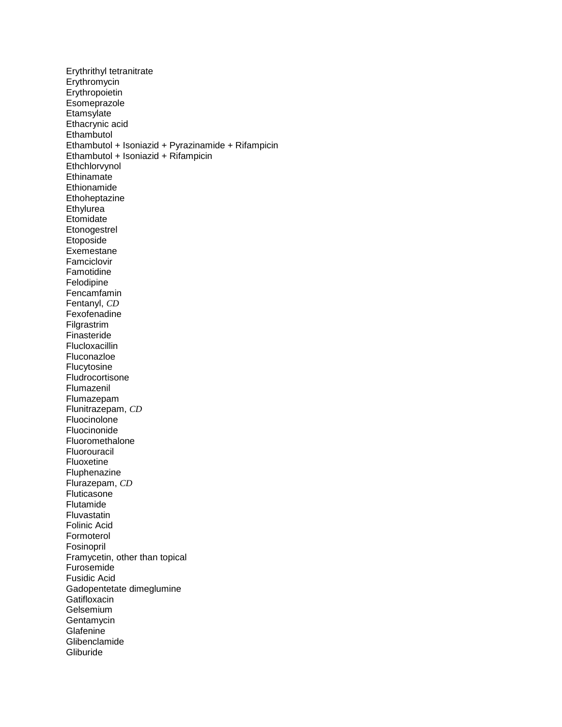Erythrithyl tetranitrate
Erythromycin
Erythropoietin
Esomeprazole
Etamsylate
Ethacrynic acid
Ethambutol
Ethambutol + Isoniazid + Pyrazinamide + Rifampicin
Ethambutol + Isoniazid + Rifampicin
Ethchlorvynol
Ethinamate
Ethionamide
Ethoheptazine
Ethylurea
Etomidate
Etonogestrel
Etoposide
Exemestane
Famciclovir
Famotidine
Felodipine
Fencamfamin
Fentanyl, *CD*
Fexofenadine
Filgrastrim
Finasteride
Flucloxacillin
Fluconazloe
Flucytosine
Fludrocortisone
Flumazenil
Flumazepam
Flunitrazepam, *CD*
Fluocinolone
Fluocinonide
Fluoromethalone
Fluorouracil
Fluoxetine
Fluphenazine
Flurazepam, *CD*
Fluticasone
Flutamide
Fluvastatin
Folinic Acid
Formoterol
Fosinopril
Framycetin, other than topical
Furosemide
Fusidic Acid
Gadopentetate dimeglumine
Gatifloxacin
Gelsemium
Gentamycin
Glafenine
Glibenclamide
Gliburide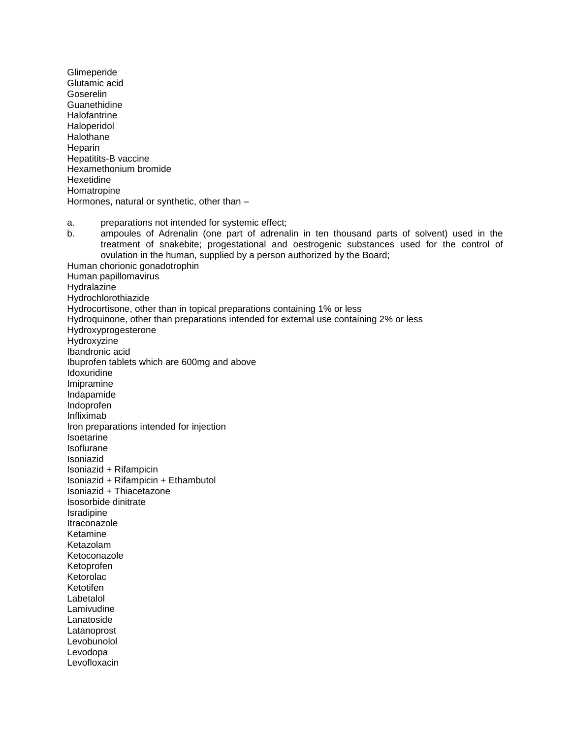Glimeperide
Glutamic acid
Goserelin
Guanethidine
Halofantrine
Haloperidol
Halothane
Heparin
Hepatitits-B vaccine
Hexamethonium bromide
Hexetidine
Homatropine
Hormones, natural or synthetic, other than –

a. preparations not intended for systemic effect;
b. ampoules of Adrenalin (one part of adrenalin in ten thousand parts of solvent) used in the treatment of snakebite; progestational and oestrogenic substances used for the control of ovulation in the human, supplied by a person authorized by the Board;

Human chorionic gonadotrophin
Human papillomavirus
Hydralazine
Hydrochlorothiazide
Hydrocortisone, other than in topical preparations containing 1% or less
Hydroquinone, other than preparations intended for external use containing 2% or less
Hydroxyprogesterone
Hydroxyzine
Ibandronic acid
Ibuprofen tablets which are 600mg and above
Idoxuridine
Imipramine
Indapamide
Indoprofen
Infliximab
Iron preparations intended for injection
Isoetarine
Isoflurane
Isoniazid
Isoniazid + Rifampicin
Isoniazid + Rifampicin + Ethambutol
Isoniazid + Thiacetazone
Isosorbide dinitrate
Isradipine
Itraconazole
Ketamine
Ketazolam
Ketoconazole
Ketoprofen
Ketorolac
Ketotifen
Labetalol
Lamivudine
Lanatoside
Latanoprost
Levobunolol
Levodopa
Levofloxacin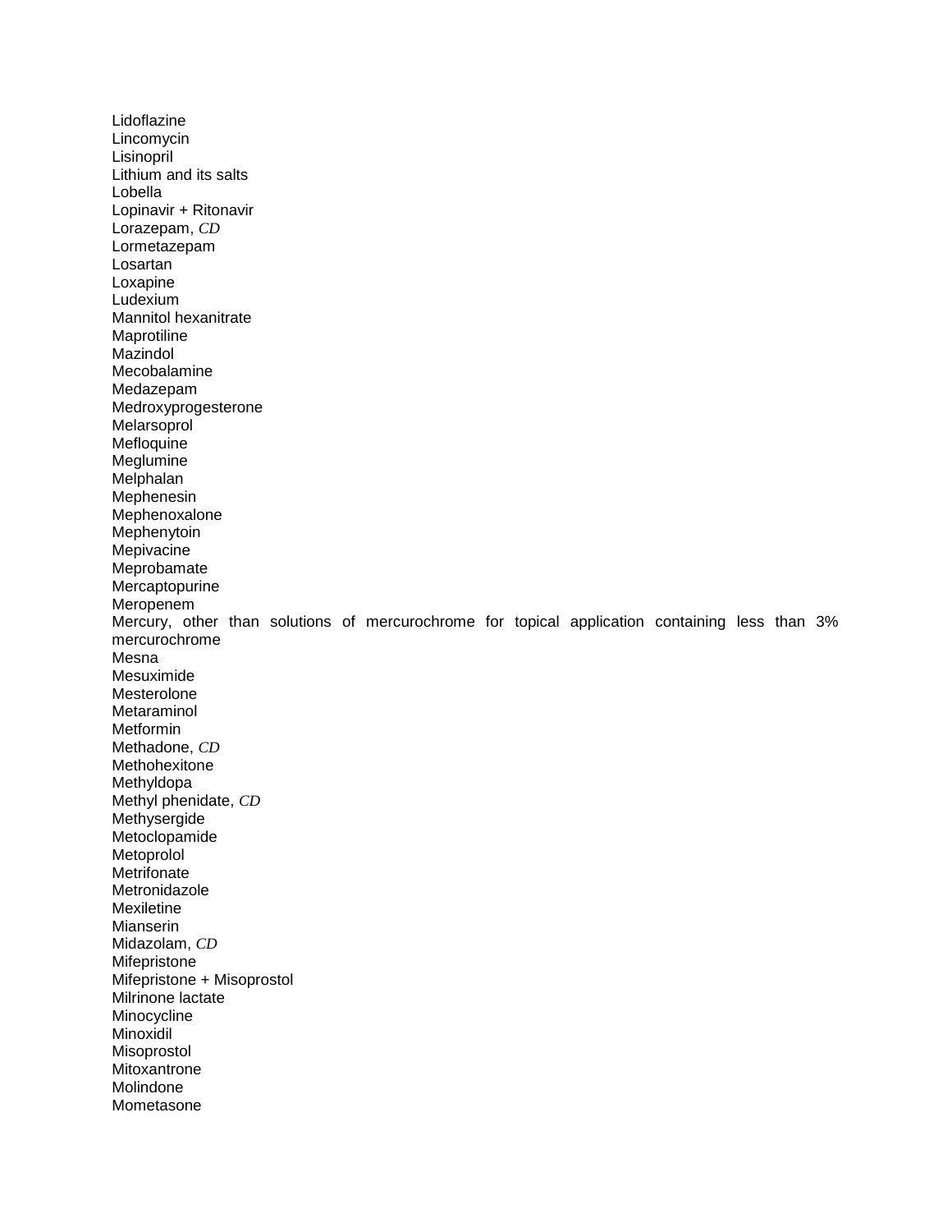Lidoflazine
Lincomycin
Lisinopril
Lithium and its salts
Lobella
Lopinavir + Ritonavir
Lorazepam, *CD*
Lormetazepam
Losartan
Loxapine
Ludexium
Mannitol hexanitrate
Maprotiline
Mazindol
Mecobalamine
Medazepam
Medroxyprogesterone
Melarsoprol
Mefloquine
Meglumine
Melphalan
Mephenesin
Mephenoxalone
Mephenytoin
Mepivacine
Meprobamate
Mercaptopurine
Meropenem
Mercury, other than solutions of mercurochrome for topical application containing less than 3% mercurochrome
Mesna
Mesuximide
Mesterolone
Metaraminol
Metformin
Methadone, *CD*
Methohexitone
Methyldopa
Methyl phenidate, *CD*
Methysergide
Metoclopamide
Metoprolol
Metrifonate
Metronidazole
Mexiletine
Mianserin
Midazolam, *CD*
Mifepristone
Mifepristone + Misoprostol
Milrinone lactate
Minocycline
Minoxidil
Misoprostol
Mitoxantrone
Molindone
Mometasone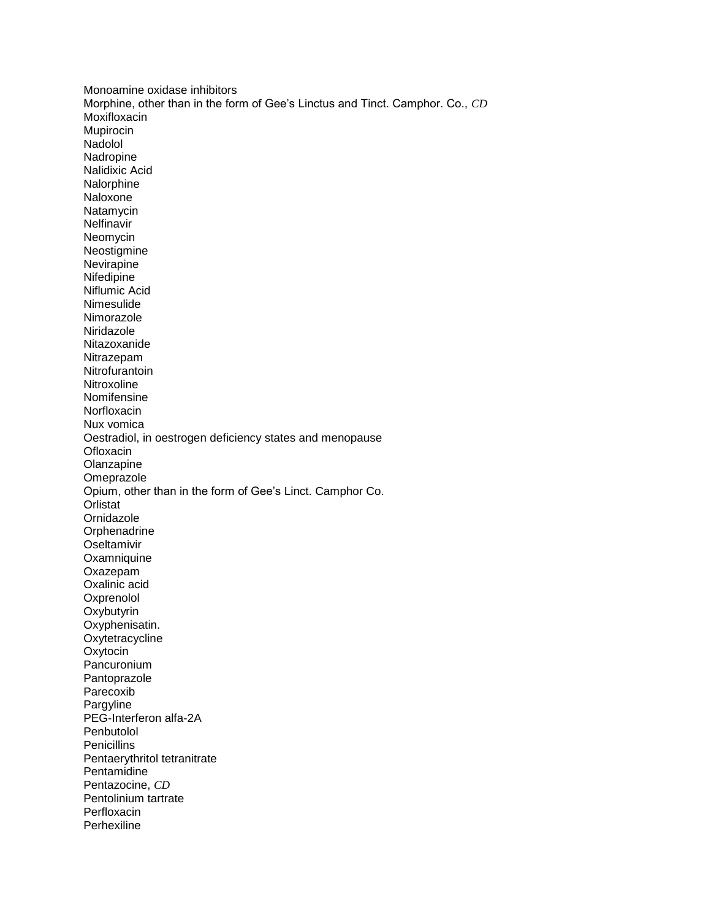Monoamine oxidase inhibitors
Morphine, other than in the form of Gee's Linctus and Tinct. Camphor. Co., *CD*
Moxifloxacin
Mupirocin
Nadolol
Nadropine
Nalidixic Acid
Nalorphine
Naloxone
Natamycin
Nelfinavir
Neomycin
Neostigmine
Nevirapine
Nifedipine
Niflumic Acid
Nimesulide
Nimorazole
Niridazole
Nitazoxanide
Nitrazepam
Nitrofurantoin
Nitroxoline
Nomifensine
Norfloxacin
Nux vomica
Oestradiol, in oestrogen deficiency states and menopause
Ofloxacin
Olanzapine
Omeprazole
Opium, other than in the form of Gee's Linct. Camphor Co.
Orlistat
Ornidazole
Orphenadrine
Oseltamivir
Oxamniquine
Oxazepam
Oxalinic acid
Oxprenolol
Oxybutyrin
Oxyphenisatin.
Oxytetracycline
Oxytocin
Pancuronium
Pantoprazole
Parecoxib
Pargyline
PEG-Interferon alfa-2A
Penbutolol
Penicillins
Pentaerythritol tetranitrate
Pentamidine
Pentazocine, *CD*
Pentolinium tartrate
Perfloxacin
Perhexiline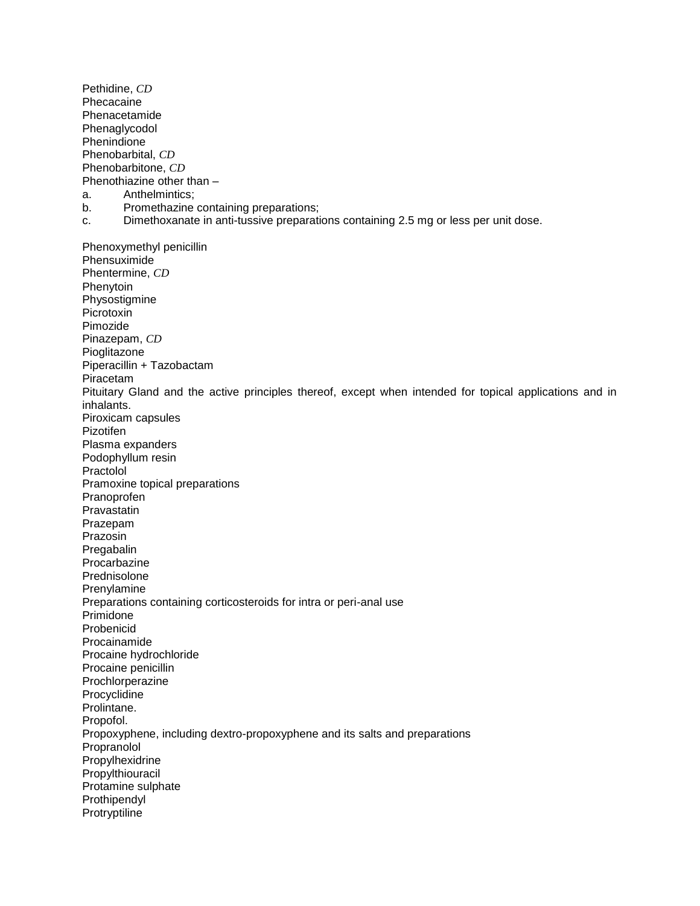Pethidine, *CD*  
Phecacaine  
Phenacetamide  
Phenaglycodol  
Phenindione  
Phenobarbital, *CD*  
Phenobarbitone, *CD*  
Phenothiazine other than –

a. Anthelmintics;
b. Promethazine containing preparations;
c. Dimethoxanate in anti-tussive preparations containing 2.5 mg or less per unit dose.

Phenoxymethyl penicillin  
Phensuximide  
Phentermine, *CD*  
Phenytoin  
Physostigmine  
Picrotoxin  
Pimozide  
Pinazepam, *CD*  
Pioglitazone  
Piperacillin + Tazobactam  
Piracetam  
Pituitary Gland and the active principles thereof, except when intended for topical applications and in inhalants.  
Piroxicam capsules  
Pizotifen  
Plasma expanders  
Podophyllum resin  
Practolol  
Pramoxine topical preparations  
Pranoprofen  
Pravastatin  
Prazepam  
Prazosin  
Pregabalin  
Procarbazine  
Prednisolone  
Prenylamine  
Preparations containing corticosteroids for intra or peri-anal use  
Primidone  
Probenicid  
Procainamide  
Procaine hydrochloride  
Procaine penicillin  
Prochlorperazine  
Procyclidine  
Prolintane.  
Propofol.  
Propoxyphene, including dextro-propoxyphene and its salts and preparations  
Propranolol  
Propylhexidrine  
Propylthiouracil  
Protamine sulphate  
Prothipendyl  
Protryptiline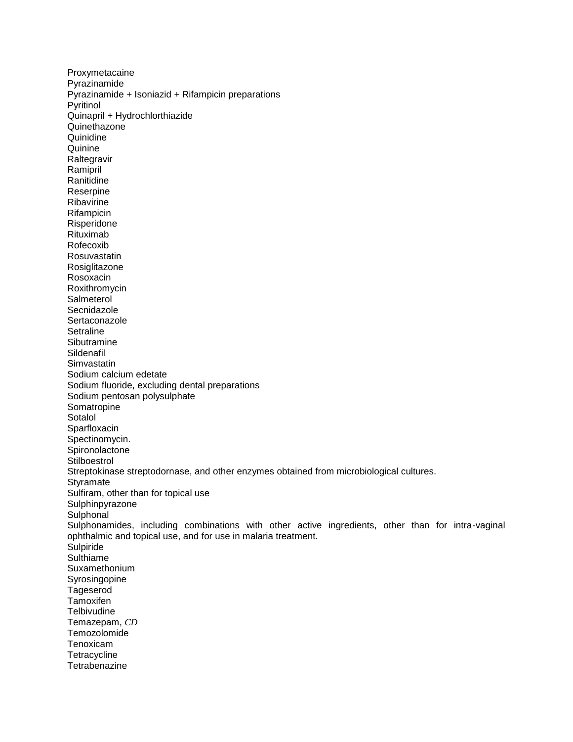Proxymetacaine
Pyrazinamide
Pyrazinamide + Isoniazid + Rifampicin preparations
Pyritinol
Quinapril + Hydrochlorthiazide
Quinethazone
Quinidine
Quinine
Raltegravir
Ramipril
Ranitidine
Reserpine
Ribavirine
Rifampicin
Risperidone
Rituximab
Rofecoxib
Rosuvastatin
Rosiglitazone
Rosoxacin
Roxithromycin
Salmeterol
Secnidazole
Sertaconazole
Setraline
Sibutramine
Sildenafil
Simvastatin
Sodium calcium edetate
Sodium fluoride, excluding dental preparations
Sodium pentosan polysulphate
Somatropine
Sotalol
Sparfloxacin
Spectinomycin.
Spironolactone
Stilboestrol
Streptokinase streptodornase, and other enzymes obtained from microbiological cultures.
Styramate
Sulfiram, other than for topical use
Sulphinpyrazone
Sulphonal
Sulphonamides, including combinations with other active ingredients, other than for intra-vaginal ophthalmic and topical use, and for use in malaria treatment.
Sulpiride
Sulthiame
Suxamethonium
Syrosingopine
Tageserod
Tamoxifen
Telbivudine
Temazepam, *CD*
Temozolomide
Tenoxicam
Tetracycline
Tetrabenazine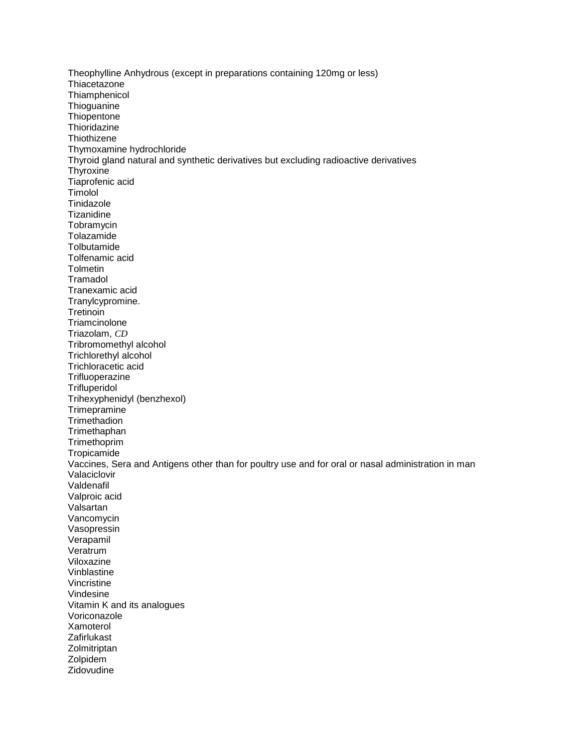Theophylline Anhydrous (except in preparations containing 120mg or less)
Thiacetazone
Thiamphenicol
Thioguanine
Thiopentone
Thioridazine
Thiothizene
Thymoxamine hydrochloride
Thyroid gland natural and synthetic derivatives but excluding radioactive derivatives
Thyroxine
Tiaprofenic acid
Timolol
Tinidazole
Tizanidine
Tobramycin
Tolazamide
Tolbutamide
Tolfenamic acid
Tolmetin
Tramadol
Tranexamic acid
Tranylcypromine.
Tretinoin
Triamcinolone
Triazolam, *CD*
Tribromomethyl alcohol
Trichlorethyl alcohol
Trichloracetic acid
Trifluoperazine
Trifluperidol
Trihexyphenidyl (benzhexol)
Trimepramine
Trimethadion
Trimethaphan
Trimethoprim
Tropicamide
Vaccines, Sera and Antigens other than for poultry use and for oral or nasal administration in man
Valaciclovir
Valdenafil
Valproic acid
Valsartan
Vancomycin
Vasopressin
Verapamil
Veratrum
Viloxazine
Vinblastine
Vincristine
Vindesine
Vitamin K and its analogues
Voriconazole
Xamoterol
Zafirlukast
Zolmitriptan
Zolpidem
Zidovudine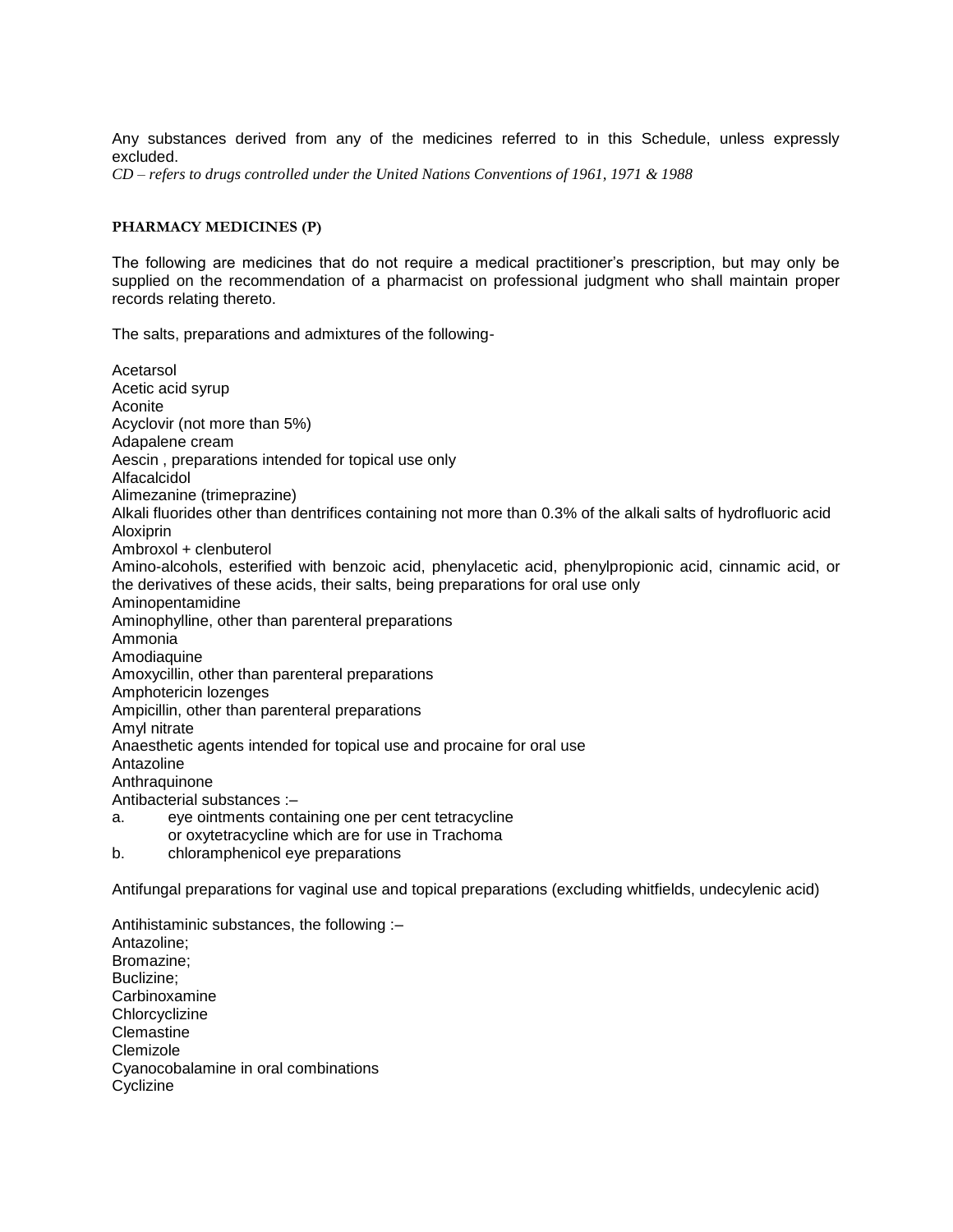Any substances derived from any of the medicines referred to in this Schedule, unless expressly excluded.

*CD – refers to drugs controlled under the United Nations Conventions of 1961, 1971 & 1988*

## PHARMACY MEDICINES (P)

The following are medicines that do not require a medical practitioner's prescription, but may only be supplied on the recommendation of a pharmacist on professional judgment who shall maintain proper records relating thereto.

The salts, preparations and admixtures of the following-

Acetarsol
Acetic acid syrup
Aconite
Acyclovir (not more than 5%)
Adapalene cream
Aescin , preparations intended for topical use only
Alfacalcidol
Alimezanine (trimeprazine)
Alkali fluorides other than dentrifices containing not more than 0.3% of the alkali salts of hydrofluoric acid
Aloxiprin
Ambroxol + clenbuterol
Amino-alcohols, esterified with benzoic acid, phenylacetic acid, phenylpropionic acid, cinnamic acid, or the derivatives of these acids, their salts, being preparations for oral use only
Aminopentamidine
Aminophylline, other than parenteral preparations
Ammonia
Amodiaquine
Amoxycillin, other than parenteral preparations
Amphotericin lozenges
Ampicillin, other than parenteral preparations
Amyl nitrate
Anaesthetic agents intended for topical use and procaine for oral use
Antazoline
Anthraquinone
Antibacterial substances :–

a. eye ointments containing one per cent tetracycline or oxytetracycline which are for use in Trachoma
b. chloramphenicol eye preparations

Antifungal preparations for vaginal use and topical preparations (excluding whitfields, undecylenic acid)

Antihistaminic substances, the following :–
Antazoline;
Bromazine;
Buclizine;
Carbinoxamine
Chlorcyclizine
Clemastine
Clemizole
Cyanocobalamine in oral combinations
Cyclizine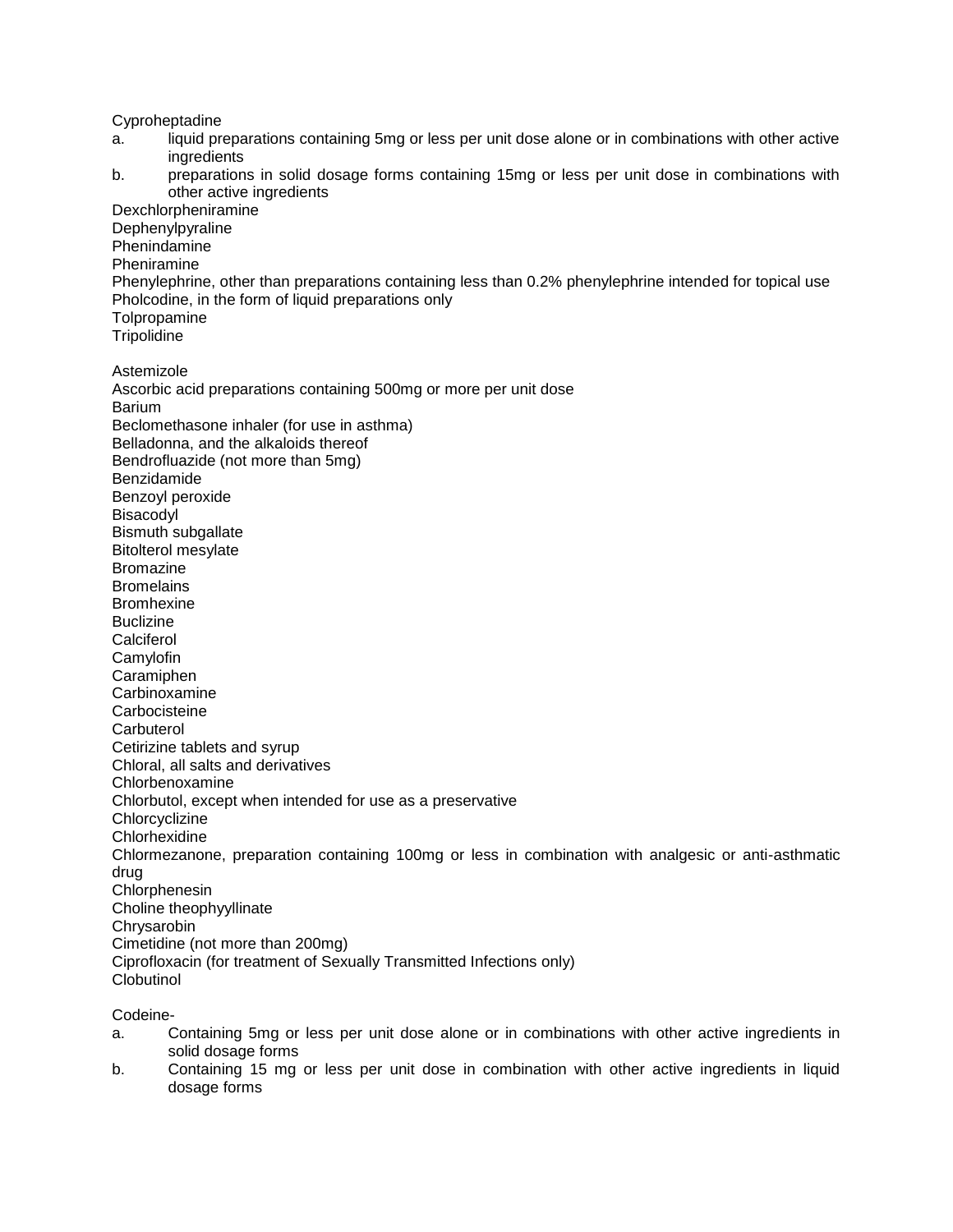Cyproheptadine

a. liquid preparations containing 5mg or less per unit dose alone or in combinations with other active ingredients
b. preparations in solid dosage forms containing 15mg or less per unit dose in combinations with other active ingredients

Dexchlorpheniramine
Dephenylpyraline
Phenindamine
Pheniramine
Phenylephrine, other than preparations containing less than 0.2% phenylephrine intended for topical use
Pholcodine, in the form of liquid preparations only
Tolpropamine
Tripolidine

Astemizole
Ascorbic acid preparations containing 500mg or more per unit dose
Barium
Beclomethasone inhaler (for use in asthma)
Belladonna, and the alkaloids thereof
Bendrofluazide (not more than 5mg)
Benzidamide
Benzoyl peroxide
Bisacodyl
Bismuth subgallate
Bitolterol mesylate
Bromazine
Bromelains
Bromhexine
Buclizine
Calciferol
Camylofin
Caramiphen
Carbinoxamine
Carbocisteine
Carbuterol
Cetirizine tablets and syrup
Chloral, all salts and derivatives
Chlorbenoxamine
Chlorbutol, except when intended for use as a preservative
Chlorcyclizine
Chlorhexidine
Chlormezanone, preparation containing 100mg or less in combination with analgesic or anti-asthmatic drug
Chlorphenesin
Choline theophyyllinate
Chrysarobin
Cimetidine (not more than 200mg)
Ciprofloxacin (for treatment of Sexually Transmitted Infections only)
Clobutinol

Codeine-

a. Containing 5mg or less per unit dose alone or in combinations with other active ingredients in solid dosage forms
b. Containing 15 mg or less per unit dose in combination with other active ingredients in liquid dosage forms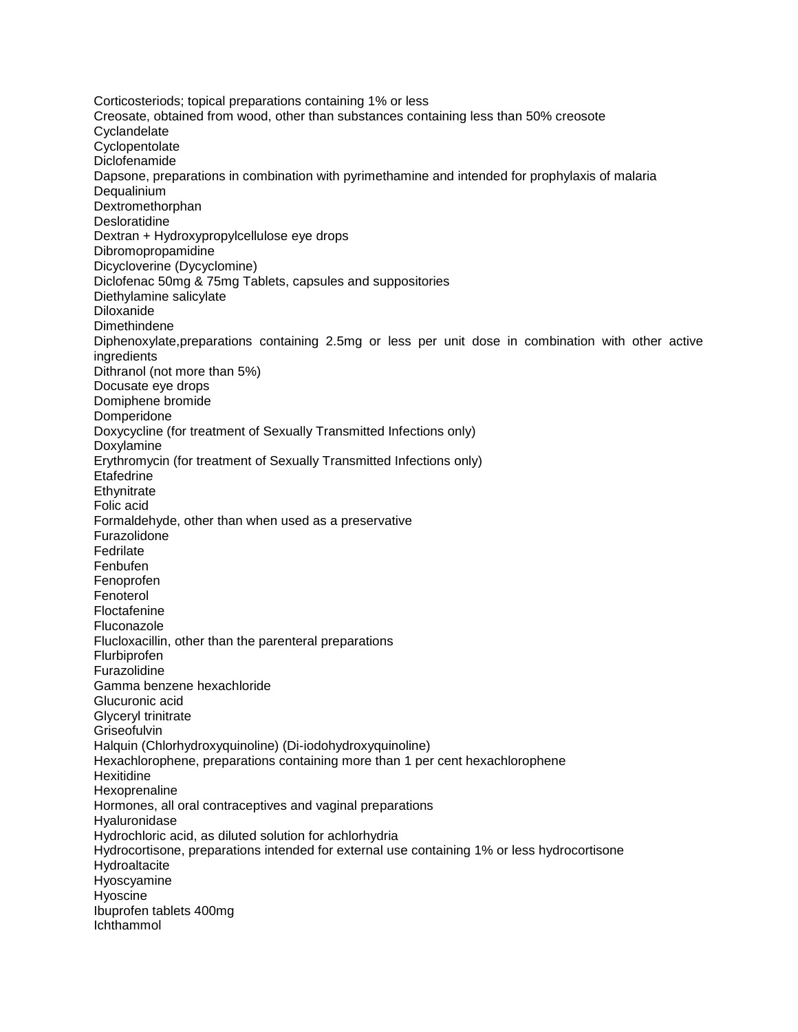Corticosteriods; topical preparations containing 1% or less
Creosate, obtained from wood, other than substances containing less than 50% creosote
Cyclandelate
Cyclopentolate
Diclofenamide
Dapsone, preparations in combination with pyrimethamine and intended for prophylaxis of malaria
Dequalinium
Dextromethorphan
Desloratidine
Dextran + Hydroxypropylcellulose eye drops
Dibromopropamidine
Dicycloverine (Dycyclomine)
Diclofenac 50mg & 75mg Tablets, capsules and suppositories
Diethylamine salicylate
Diloxanide
Dimethindene
Diphenoxylate,preparations containing 2.5mg or less per unit dose in combination with other active ingredients
Dithranol (not more than 5%)
Docusate eye drops
Domiphene bromide
Domperidone
Doxycycline (for treatment of Sexually Transmitted Infections only)
Doxylamine
Erythromycin (for treatment of Sexually Transmitted Infections only)
Etafedrine
Ethynitrate
Folic acid
Formaldehyde, other than when used as a preservative
Furazolidone
Fedrilate
Fenbufen
Fenoprofen
Fenoterol
Floctafenine
Fluconazole
Flucloxacillin, other than the parenteral preparations
Flurbiprofen
Furazolidine
Gamma benzene hexachloride
Glucuronic acid
Glyceryl trinitrate
Griseofulvin
Halquin (Chlorhydroxyquinoline) (Di-iodohydroxyquinoline)
Hexachlorophene, preparations containing more than 1 per cent hexachlorophene
Hexitidine
Hexoprenaline
Hormones, all oral contraceptives and vaginal preparations
Hyaluronidase
Hydrochloric acid, as diluted solution for achlorhydria
Hydrocortisone, preparations intended for external use containing 1% or less hydrocortisone
Hydroaltacite
Hyoscyamine
Hyoscine
Ibuprofen tablets 400mg
Ichthammol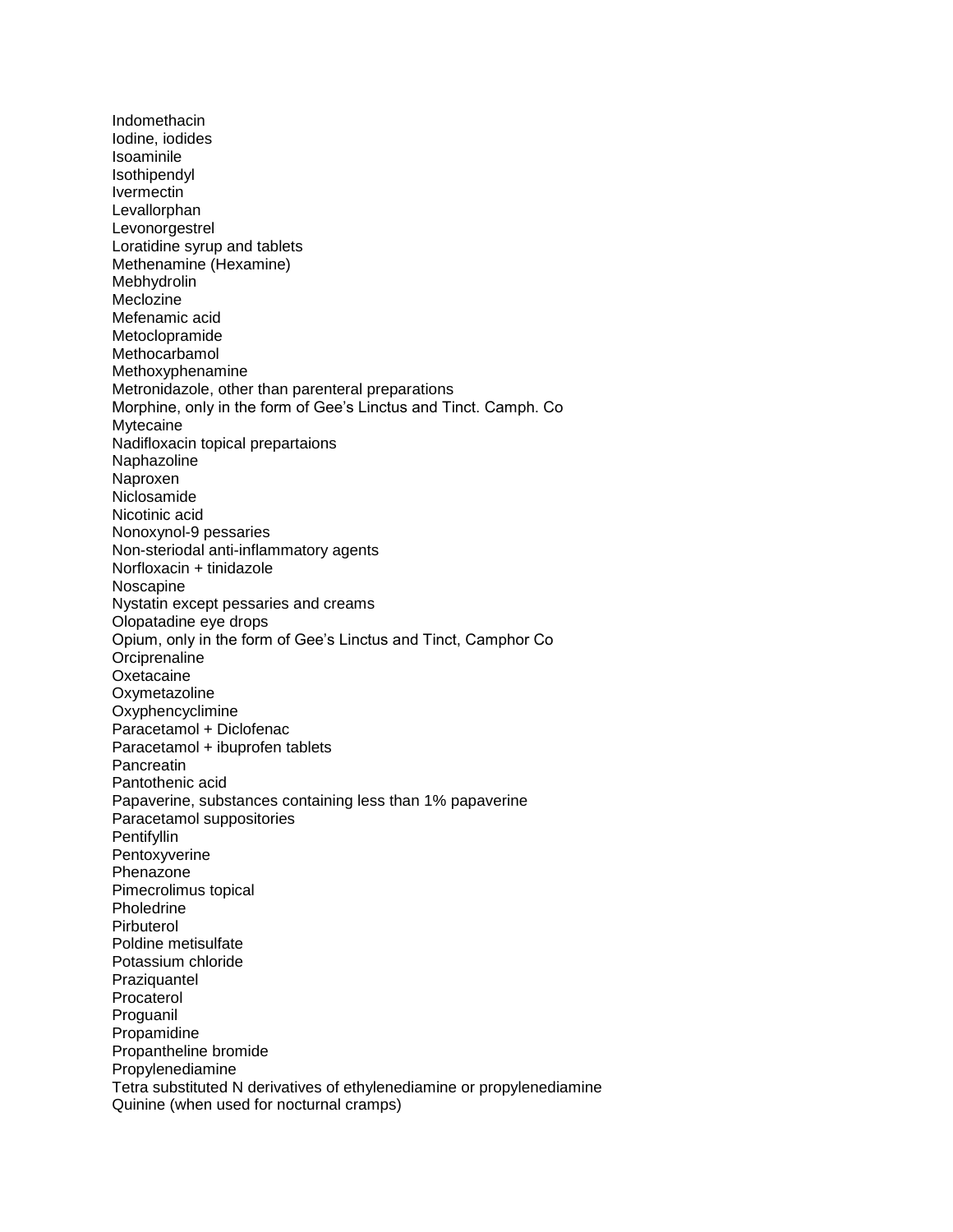Indomethacin
Iodine, iodides
Isoaminile
Isothipendyl
Ivermectin
Levallorphan
Levonorgestrel
Loratidine syrup and tablets
Methenamine (Hexamine)
Mebhydrolin
Meclozine
Mefenamic acid
Metoclopramide
Methocarbamol
Methoxyphenamine
Metronidazole, other than parenteral preparations
Morphine, only in the form of Gee's Linctus and Tinct. Camph. Co
Mytecaine
Nadifloxacin topical prepartaions
Naphazoline
Naproxen
Niclosamide
Nicotinic acid
Nonoxynol-9 pessaries
Non-steriodal anti-inflammatory agents
Norfloxacin + tinidazole
Noscapine
Nystatin except pessaries and creams
Olopatadine eye drops
Opium, only in the form of Gee's Linctus and Tinct, Camphor Co
Orciprenaline
Oxetacaine
Oxymetazoline
Oxyphencyclimine
Paracetamol + Diclofenac
Paracetamol + ibuprofen tablets
Pancreatin
Pantothenic acid
Papaverine, substances containing less than 1% papaverine
Paracetamol suppositories
Pentifyllin
Pentoxyverine
Phenazone
Pimecrolimus topical
Pholedrine
Pirbuterol
Poldine metisulfate
Potassium chloride
Praziquantel
Procaterol
Proguanil
Propamidine
Propantheline bromide
Propylenediamine
Tetra substituted N derivatives of ethylenediamine or propylenediamine
Quinine (when used for nocturnal cramps)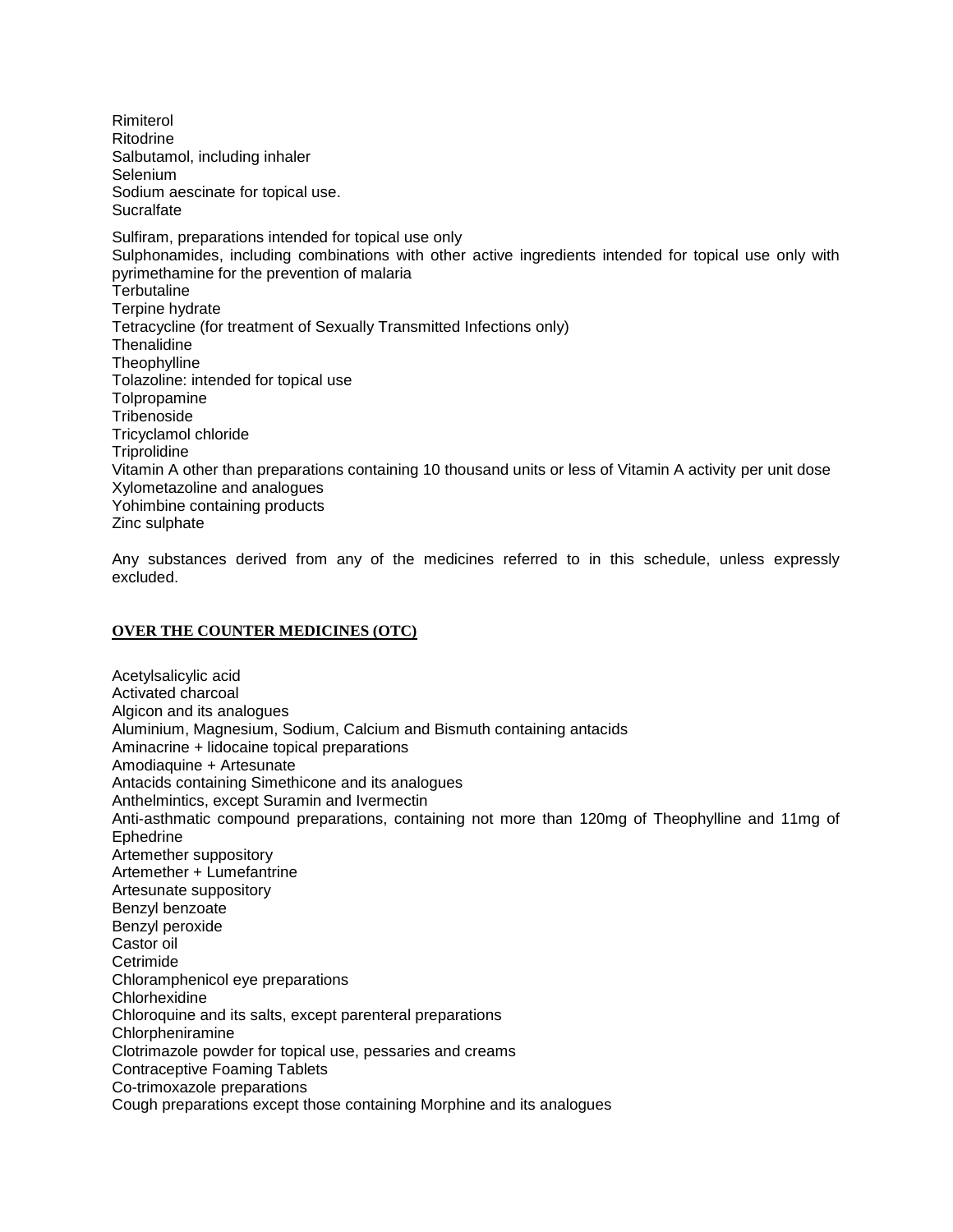Rimiterol
Ritodrine
Salbutamol, including inhaler
Selenium
Sodium aescinate for topical use.
Sucralfate

Sulfiram, preparations intended for topical use only
Sulphonamides, including combinations with other active ingredients intended for topical use only with pyrimethamine for the prevention of malaria
Terbutaline
Terpine hydrate
Tetracycline (for treatment of Sexually Transmitted Infections only)
Thenalidine
Theophylline
Tolazoline: intended for topical use
Tolpropamine
Tribenoside
Tricyclamol chloride
Triprolidine
Vitamin A other than preparations containing 10 thousand units or less of Vitamin A activity per unit dose
Xylometazoline and analogues
Yohimbine containing products
Zinc sulphate

Any substances derived from any of the medicines referred to in this schedule, unless expressly excluded.

## OVER THE COUNTER MEDICINES (OTC)

Acetylsalicylic acid
Activated charcoal
Algicon and its analogues
Aluminium, Magnesium, Sodium, Calcium and Bismuth containing antacids
Aminacrine + lidocaine topical preparations
Amodiaquine + Artesunate
Antacids containing Simethicone and its analogues
Anthelmintics, except Suramin and Ivermectin
Anti-asthmatic compound preparations, containing not more than 120mg of Theophylline and 11mg of Ephedrine
Artemether suppository
Artemether + Lumefantrine
Artesunate suppository
Benzyl benzoate
Benzyl peroxide
Castor oil
Cetrimide
Chloramphenicol eye preparations
Chlorhexidine
Chloroquine and its salts, except parenteral preparations
Chlorpheniramine
Clotrimazole powder for topical use, pessaries and creams
Contraceptive Foaming Tablets
Co-trimoxazole preparations
Cough preparations except those containing Morphine and its analogues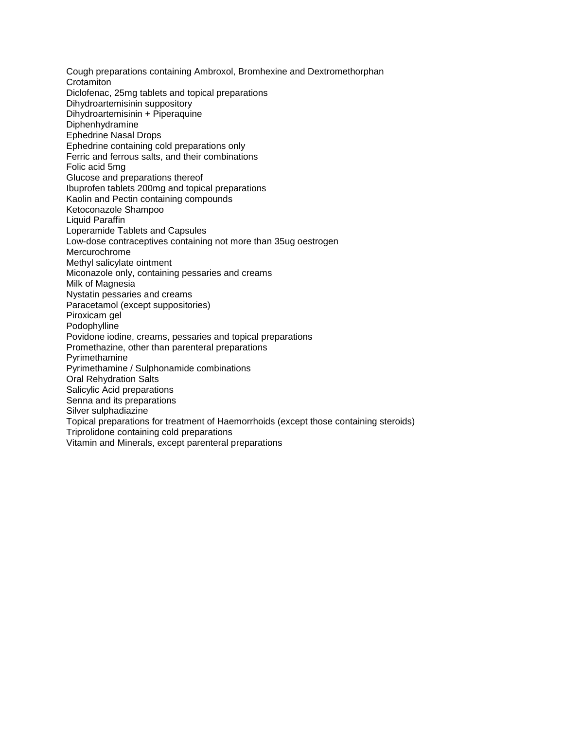Cough preparations containing Ambroxol, Bromhexine and Dextromethorphan
Crotamiton
Diclofenac, 25mg tablets and topical preparations
Dihydroartemisinin suppository
Dihydroartemisinin + Piperaquine
Diphenhydramine
Ephedrine Nasal Drops
Ephedrine containing cold preparations only
Ferric and ferrous salts, and their combinations
Folic acid 5mg
Glucose and preparations thereof
Ibuprofen tablets 200mg and topical preparations
Kaolin and Pectin containing compounds
Ketoconazole Shampoo
Liquid Paraffin
Loperamide Tablets and Capsules
Low-dose contraceptives containing not more than 35ug oestrogen
Mercurochrome
Methyl salicylate ointment
Miconazole only, containing pessaries and creams
Milk of Magnesia
Nystatin pessaries and creams
Paracetamol (except suppositories)
Piroxicam gel
Podophylline
Povidone iodine, creams, pessaries and topical preparations
Promethazine, other than parenteral preparations
Pyrimethamine
Pyrimethamine / Sulphonamide combinations
Oral Rehydration Salts
Salicylic Acid preparations
Senna and its preparations
Silver sulphadiazine
Topical preparations for treatment of Haemorrhoids (except those containing steroids)
Triprolidone containing cold preparations
Vitamin and Minerals, except parenteral preparations